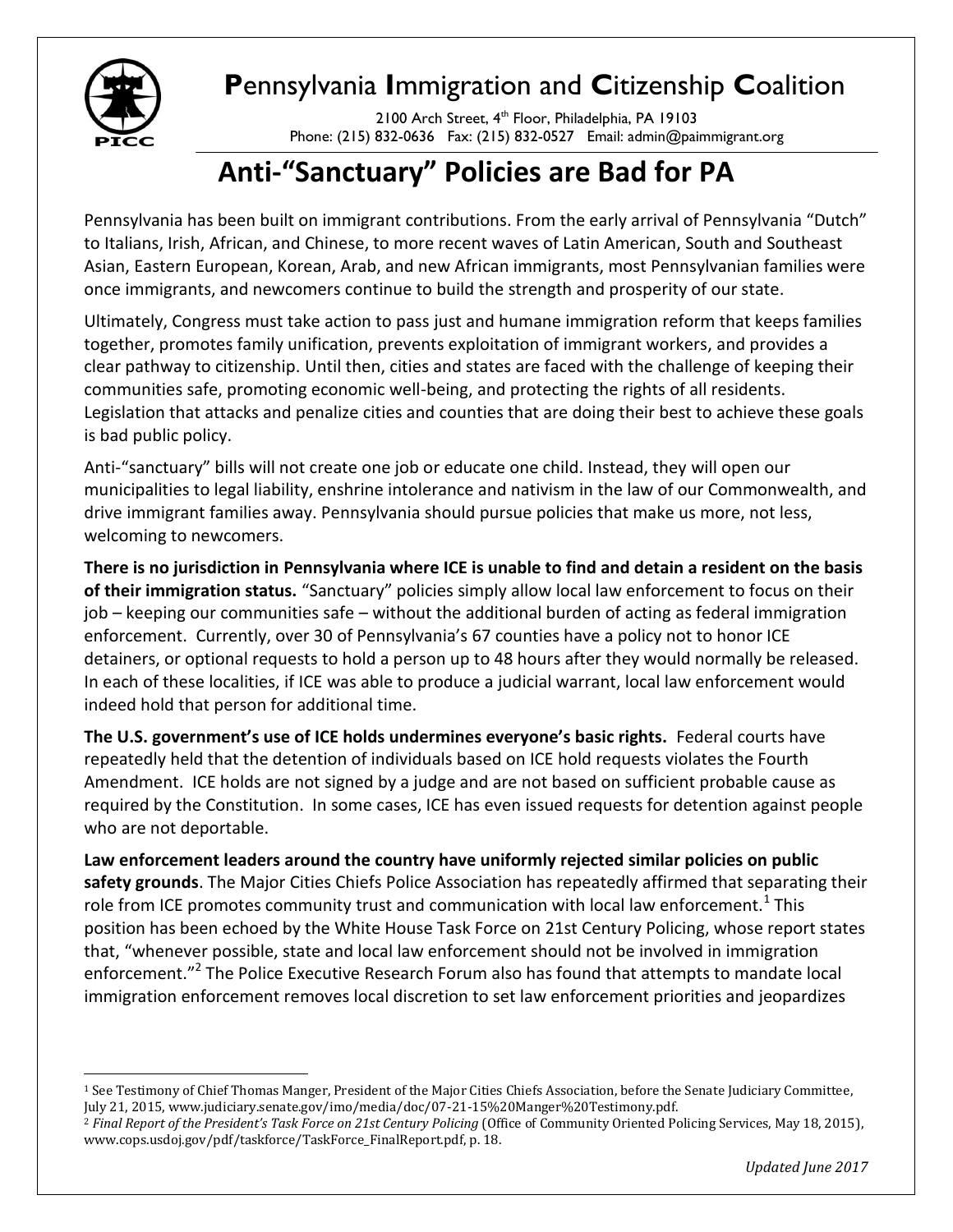# **P**ennsylvania **I**mmigration and **C**itizenship **C**oalition

2100 Arch Street, 4th Floor, Philadelphia, PA 19103
Phone: (215) 832-0636 Fax: (215) 832-0527 Email: admin@paimmigrant.org

## Anti-"Sanctuary" Policies are Bad for PA

Pennsylvania has been built on immigrant contributions. From the early arrival of Pennsylvania "Dutch" to Italians, Irish, African, and Chinese, to more recent waves of Latin American, South and Southeast Asian, Eastern European, Korean, Arab, and new African immigrants, most Pennsylvanian families were once immigrants, and newcomers continue to build the strength and prosperity of our state.

Ultimately, Congress must take action to pass just and humane immigration reform that keeps families together, promotes family unification, prevents exploitation of immigrant workers, and provides a clear pathway to citizenship. Until then, cities and states are faced with the challenge of keeping their communities safe, promoting economic well-being, and protecting the rights of all residents. Legislation that attacks and penalize cities and counties that are doing their best to achieve these goals is bad public policy.

Anti-"sanctuary" bills will not create one job or educate one child. Instead, they will open our municipalities to legal liability, enshrine intolerance and nativism in the law of our Commonwealth, and drive immigrant families away. Pennsylvania should pursue policies that make us more, not less, welcoming to newcomers.

**There is no jurisdiction in Pennsylvania where ICE is unable to find and detain a resident on the basis of their immigration status.** "Sanctuary" policies simply allow local law enforcement to focus on their job – keeping our communities safe – without the additional burden of acting as federal immigration enforcement. Currently, over 30 of Pennsylvania's 67 counties have a policy not to honor ICE detainers, or optional requests to hold a person up to 48 hours after they would normally be released. In each of these localities, if ICE was able to produce a judicial warrant, local law enforcement would indeed hold that person for additional time.

**The U.S. government's use of ICE holds undermines everyone's basic rights.** Federal courts have repeatedly held that the detention of individuals based on ICE hold requests violates the Fourth Amendment. ICE holds are not signed by a judge and are not based on sufficient probable cause as required by the Constitution. In some cases, ICE has even issued requests for detention against people who are not deportable.

**Law enforcement leaders around the country have uniformly rejected similar policies on public safety grounds**. The Major Cities Chiefs Police Association has repeatedly affirmed that separating their role from ICE promotes community trust and communication with local law enforcement.[1] This position has been echoed by the White House Task Force on 21st Century Policing, whose report states that, "whenever possible, state and local law enforcement should not be involved in immigration enforcement."[2] The Police Executive Research Forum also has found that attempts to mandate local immigration enforcement removes local discretion to set law enforcement priorities and jeopardizes

[1] See Testimony of Chief Thomas Manger, President of the Major Cities Chiefs Association, before the Senate Judiciary Committee, July 21, 2015, www.judiciary.senate.gov/imo/media/doc/07-21-15%20Manger%20Testimony.pdf.

[2] *Final Report of the President's Task Force on 21st Century Policing* (Office of Community Oriented Policing Services, May 18, 2015), www.cops.usdoj.gov/pdf/taskforce/TaskForce_FinalReport.pdf, p. 18.

*Updated June 2017*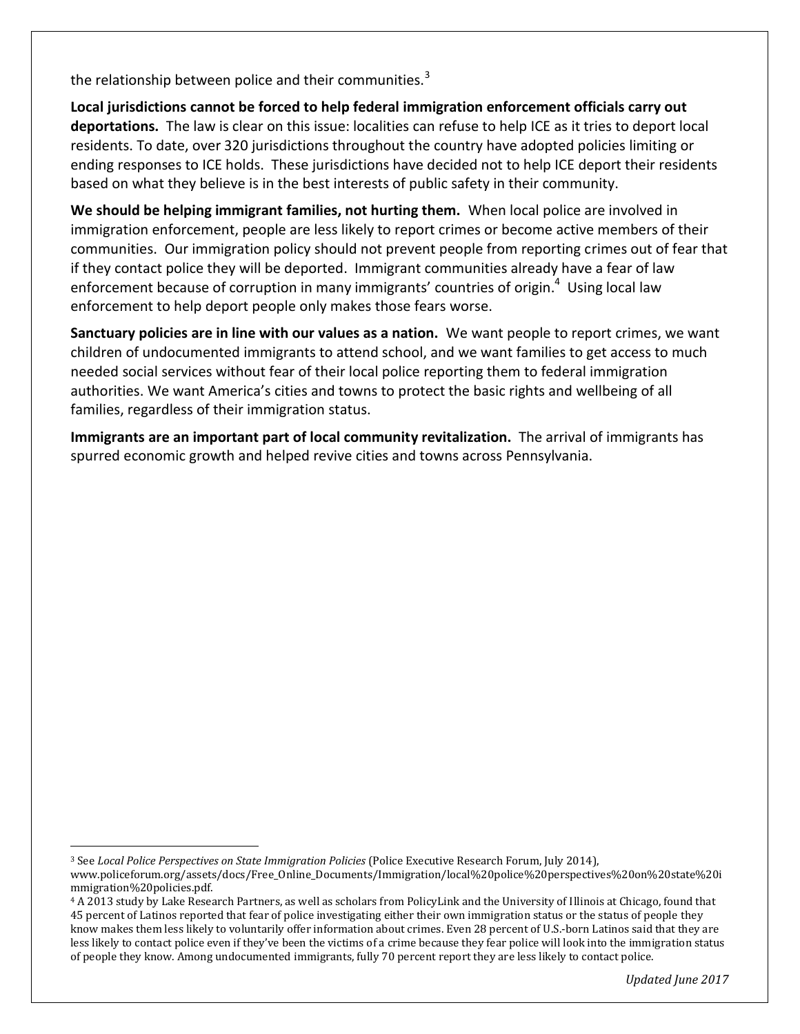the relationship between police and their communities.[3]

**Local jurisdictions cannot be forced to help federal immigration enforcement officials carry out deportations.** The law is clear on this issue: localities can refuse to help ICE as it tries to deport local residents. To date, over 320 jurisdictions throughout the country have adopted policies limiting or ending responses to ICE holds. These jurisdictions have decided not to help ICE deport their residents based on what they believe is in the best interests of public safety in their community.

**We should be helping immigrant families, not hurting them.** When local police are involved in immigration enforcement, people are less likely to report crimes or become active members of their communities. Our immigration policy should not prevent people from reporting crimes out of fear that if they contact police they will be deported. Immigrant communities already have a fear of law enforcement because of corruption in many immigrants' countries of origin.[4] Using local law enforcement to help deport people only makes those fears worse.

**Sanctuary policies are in line with our values as a nation.** We want people to report crimes, we want children of undocumented immigrants to attend school, and we want families to get access to much needed social services without fear of their local police reporting them to federal immigration authorities. We want America's cities and towns to protect the basic rights and wellbeing of all families, regardless of their immigration status.

**Immigrants are an important part of local community revitalization.** The arrival of immigrants has spurred economic growth and helped revive cities and towns across Pennsylvania.

---

[3] See *Local Police Perspectives on State Immigration Policies* (Police Executive Research Forum, July 2014), www.policeforum.org/assets/docs/Free_Online_Documents/Immigration/local%20police%20perspectives%20on%20state%20immigration%20policies.pdf.

[4] A 2013 study by Lake Research Partners, as well as scholars from PolicyLink and the University of Illinois at Chicago, found that 45 percent of Latinos reported that fear of police investigating either their own immigration status or the status of people they know makes them less likely to voluntarily offer information about crimes. Even 28 percent of U.S.-born Latinos said that they are less likely to contact police even if they've been the victims of a crime because they fear police will look into the immigration status of people they know. Among undocumented immigrants, fully 70 percent report they are less likely to contact police.

*Updated June 2017*